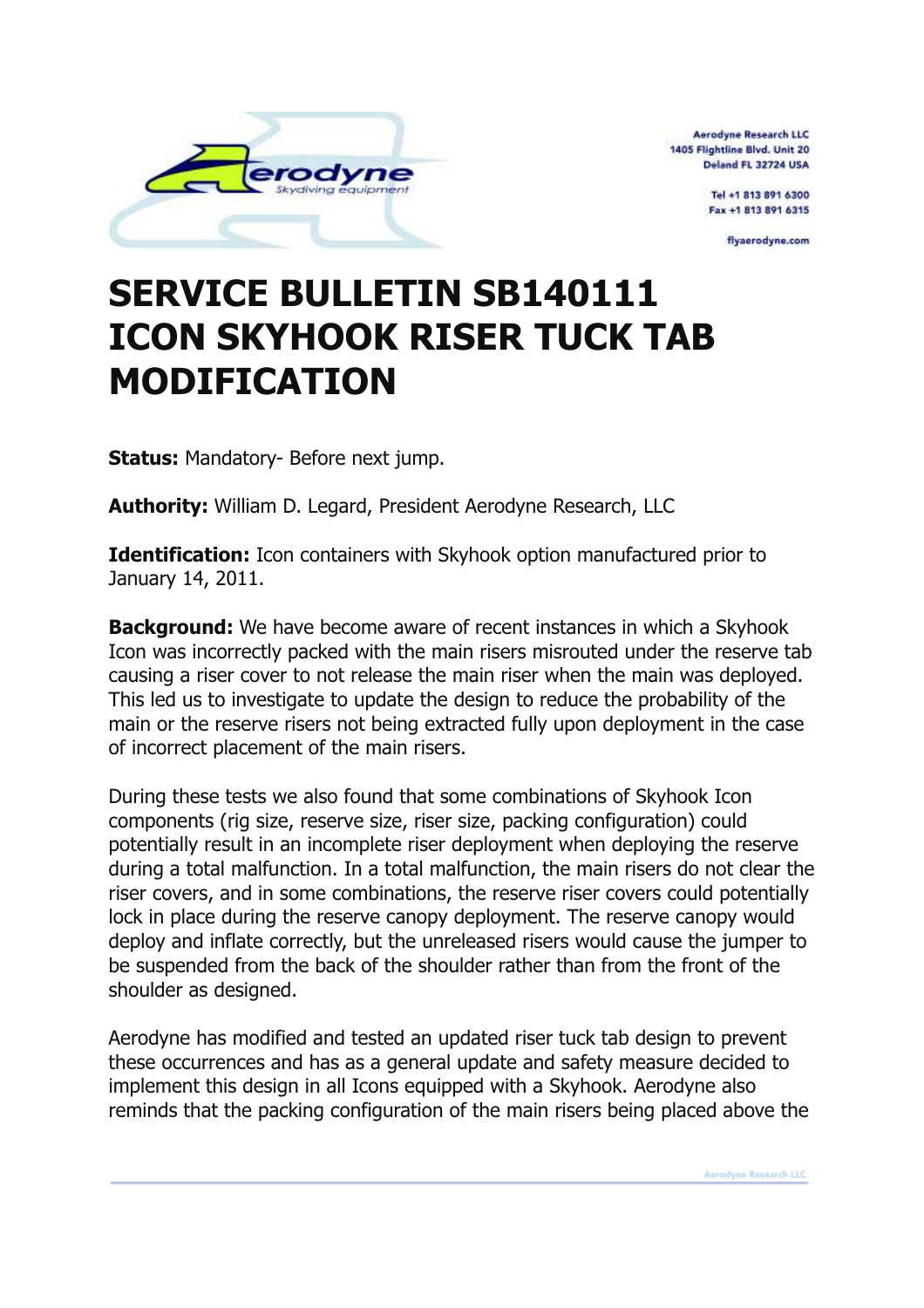Aerodyne Research LLC
1405 Flightline Blvd. Unit 20
Deland FL 32724 USA

Tel +1 813 891 6300
Fax +1 813 891 6315

flyaerodyne.com

# SERVICE BULLETIN SB140111 ICON SKYHOOK RISER TUCK TAB MODIFICATION

**Status:** Mandatory- Before next jump.

**Authority:** William D. Legard, President Aerodyne Research, LLC

**Identification:** Icon containers with Skyhook option manufactured prior to January 14, 2011.

**Background:** We have become aware of recent instances in which a Skyhook Icon was incorrectly packed with the main risers misrouted under the reserve tab causing a riser cover to not release the main riser when the main was deployed. This led us to investigate to update the design to reduce the probability of the main or the reserve risers not being extracted fully upon deployment in the case of incorrect placement of the main risers.

During these tests we also found that some combinations of Skyhook Icon components (rig size, reserve size, riser size, packing configuration) could potentially result in an incomplete riser deployment when deploying the reserve during a total malfunction. In a total malfunction, the main risers do not clear the riser covers, and in some combinations, the reserve riser covers could potentially lock in place during the reserve canopy deployment. The reserve canopy would deploy and inflate correctly, but the unreleased risers would cause the jumper to be suspended from the back of the shoulder rather than from the front of the shoulder as designed.

Aerodyne has modified and tested an updated riser tuck tab design to prevent these occurrences and has as a general update and safety measure decided to implement this design in all Icons equipped with a Skyhook. Aerodyne also reminds that the packing configuration of the main risers being placed above the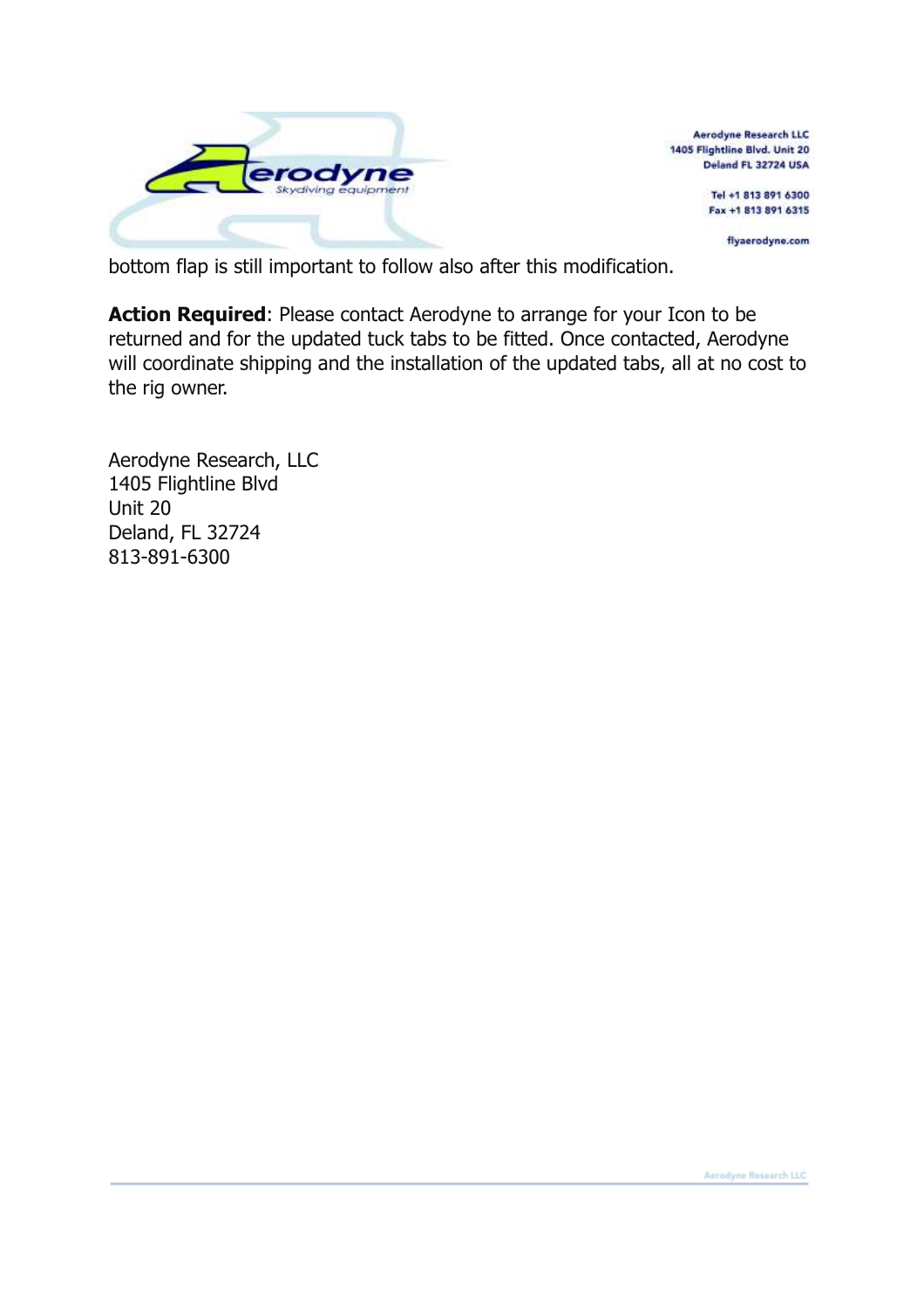bottom flap is still important to follow also after this modification.

**Action Required**: Please contact Aerodyne to arrange for your Icon to be returned and for the updated tuck tabs to be fitted. Once contacted, Aerodyne will coordinate shipping and the installation of the updated tabs, all at no cost to the rig owner.

Aerodyne Research, LLC
1405 Flightline Blvd
Unit 20
Deland, FL 32724
813-891-6300